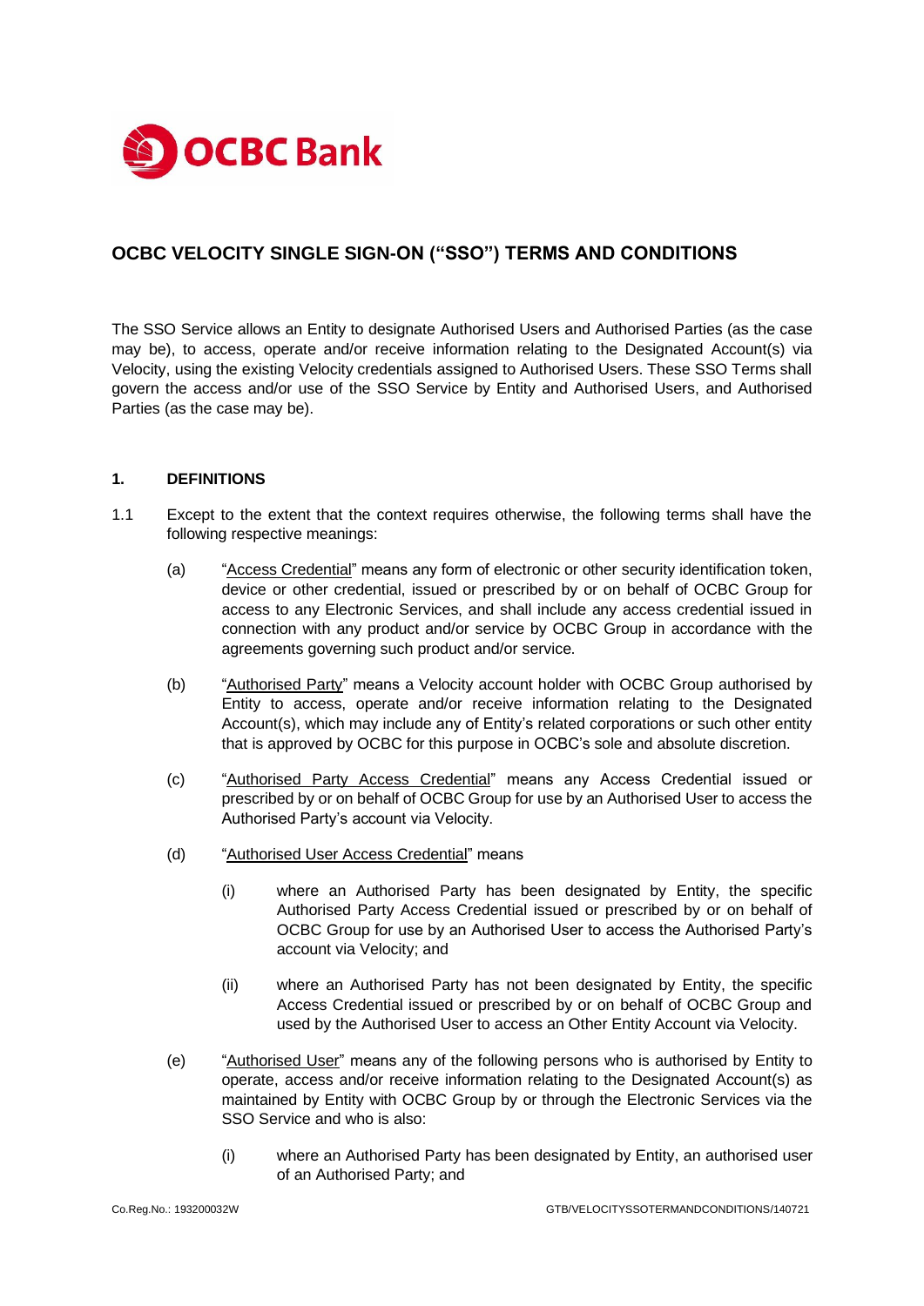OCBC Bank

# OCBC VELOCITY SINGLE SIGN-ON ("SSO") TERMS AND CONDITIONS

The SSO Service allows an Entity to designate Authorised Users and Authorised Parties (as the case may be), to access, operate and/or receive information relating to the Designated Account(s) via Velocity, using the existing Velocity credentials assigned to Authorised Users. These SSO Terms shall govern the access and/or use of the SSO Service by Entity and Authorised Users, and Authorised Parties (as the case may be).

## 1. DEFINITIONS

1.1 Except to the extent that the context requires otherwise, the following terms shall have the following respective meanings:

(a) "Access Credential" means any form of electronic or other security identification token, device or other credential, issued or prescribed by or on behalf of OCBC Group for access to any Electronic Services, and shall include any access credential issued in connection with any product and/or service by OCBC Group in accordance with the agreements governing such product and/or service.

(b) "Authorised Party" means a Velocity account holder with OCBC Group authorised by Entity to access, operate and/or receive information relating to the Designated Account(s), which may include any of Entity's related corporations or such other entity that is approved by OCBC for this purpose in OCBC's sole and absolute discretion.

(c) "Authorised Party Access Credential" means any Access Credential issued or prescribed by or on behalf of OCBC Group for use by an Authorised User to access the Authorised Party's account via Velocity.

(d) "Authorised User Access Credential" means

(i) where an Authorised Party has been designated by Entity, the specific Authorised Party Access Credential issued or prescribed by or on behalf of OCBC Group for use by an Authorised User to access the Authorised Party's account via Velocity; and

(ii) where an Authorised Party has not been designated by Entity, the specific Access Credential issued or prescribed by or on behalf of OCBC Group and used by the Authorised User to access an Other Entity Account via Velocity.

(e) "Authorised User" means any of the following persons who is authorised by Entity to operate, access and/or receive information relating to the Designated Account(s) as maintained by Entity with OCBC Group by or through the Electronic Services via the SSO Service and who is also:

(i) where an Authorised Party has been designated by Entity, an authorised user of an Authorised Party; and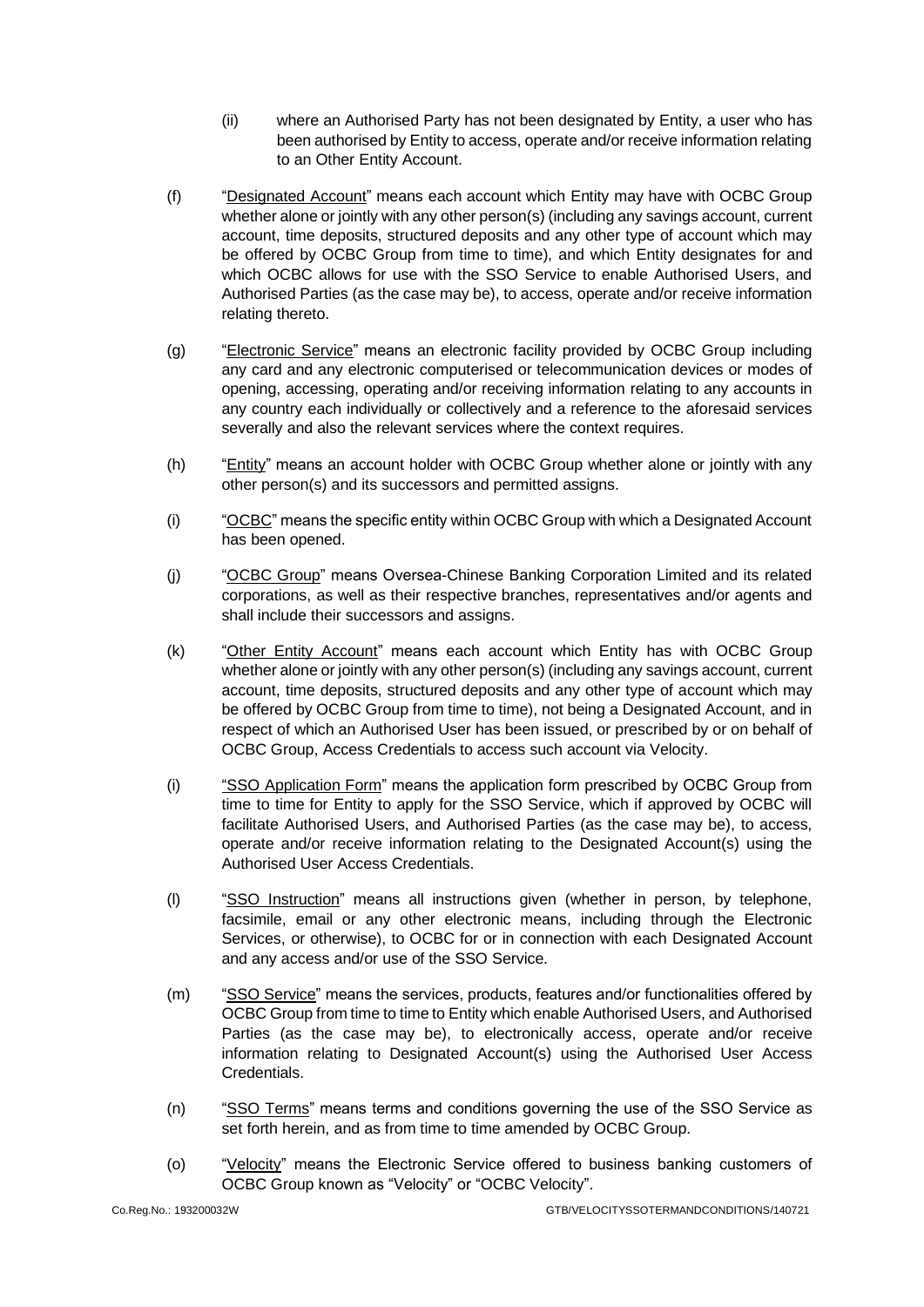(ii) where an Authorised Party has not been designated by Entity, a user who has been authorised by Entity to access, operate and/or receive information relating to an Other Entity Account.

(f) "Designated Account" means each account which Entity may have with OCBC Group whether alone or jointly with any other person(s) (including any savings account, current account, time deposits, structured deposits and any other type of account which may be offered by OCBC Group from time to time), and which Entity designates for and which OCBC allows for use with the SSO Service to enable Authorised Users, and Authorised Parties (as the case may be), to access, operate and/or receive information relating thereto.

(g) "Electronic Service" means an electronic facility provided by OCBC Group including any card and any electronic computerised or telecommunication devices or modes of opening, accessing, operating and/or receiving information relating to any accounts in any country each individually or collectively and a reference to the aforesaid services severally and also the relevant services where the context requires.

(h) "Entity" means an account holder with OCBC Group whether alone or jointly with any other person(s) and its successors and permitted assigns.

(i) "OCBC" means the specific entity within OCBC Group with which a Designated Account has been opened.

(j) "OCBC Group" means Oversea-Chinese Banking Corporation Limited and its related corporations, as well as their respective branches, representatives and/or agents and shall include their successors and assigns.

(k) "Other Entity Account" means each account which Entity has with OCBC Group whether alone or jointly with any other person(s) (including any savings account, current account, time deposits, structured deposits and any other type of account which may be offered by OCBC Group from time to time), not being a Designated Account, and in respect of which an Authorised User has been issued, or prescribed by or on behalf of OCBC Group, Access Credentials to access such account via Velocity.

(i) "SSO Application Form" means the application form prescribed by OCBC Group from time to time for Entity to apply for the SSO Service, which if approved by OCBC will facilitate Authorised Users, and Authorised Parties (as the case may be), to access, operate and/or receive information relating to the Designated Account(s) using the Authorised User Access Credentials.

(l) "SSO Instruction" means all instructions given (whether in person, by telephone, facsimile, email or any other electronic means, including through the Electronic Services, or otherwise), to OCBC for or in connection with each Designated Account and any access and/or use of the SSO Service.

(m) "SSO Service" means the services, products, features and/or functionalities offered by OCBC Group from time to time to Entity which enable Authorised Users, and Authorised Parties (as the case may be), to electronically access, operate and/or receive information relating to Designated Account(s) using the Authorised User Access Credentials.

(n) "SSO Terms" means terms and conditions governing the use of the SSO Service as set forth herein, and as from time to time amended by OCBC Group.

(o) "Velocity" means the Electronic Service offered to business banking customers of OCBC Group known as "Velocity" or "OCBC Velocity".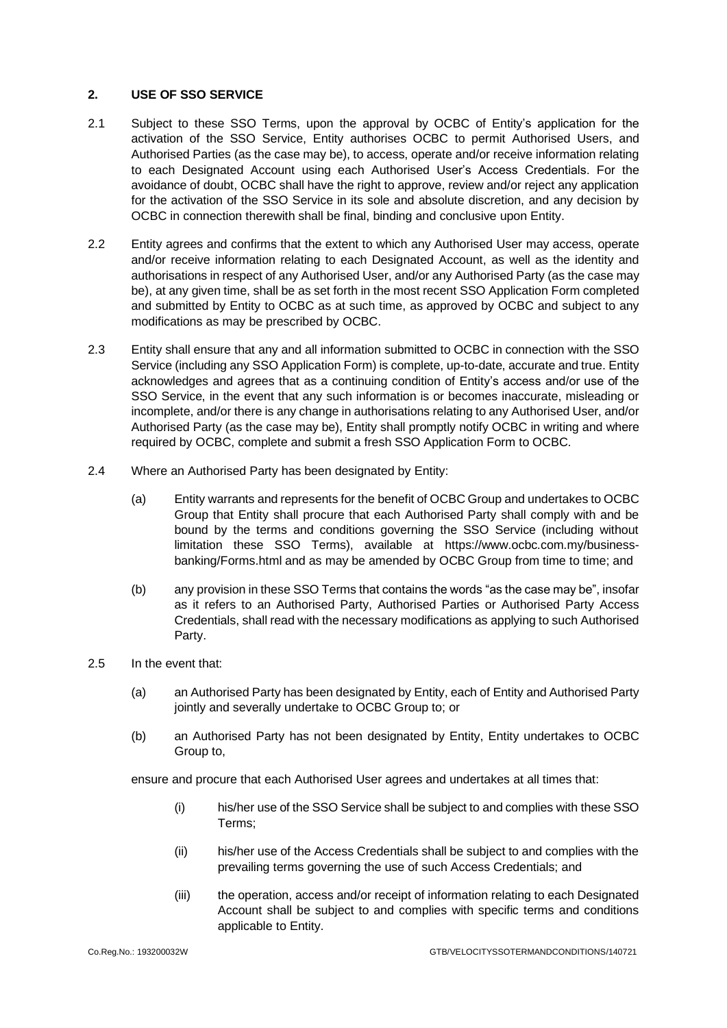## 2. USE OF SSO SERVICE

2.1 Subject to these SSO Terms, upon the approval by OCBC of Entity's application for the activation of the SSO Service, Entity authorises OCBC to permit Authorised Users, and Authorised Parties (as the case may be), to access, operate and/or receive information relating to each Designated Account using each Authorised User's Access Credentials. For the avoidance of doubt, OCBC shall have the right to approve, review and/or reject any application for the activation of the SSO Service in its sole and absolute discretion, and any decision by OCBC in connection therewith shall be final, binding and conclusive upon Entity.

2.2 Entity agrees and confirms that the extent to which any Authorised User may access, operate and/or receive information relating to each Designated Account, as well as the identity and authorisations in respect of any Authorised User, and/or any Authorised Party (as the case may be), at any given time, shall be as set forth in the most recent SSO Application Form completed and submitted by Entity to OCBC as at such time, as approved by OCBC and subject to any modifications as may be prescribed by OCBC.

2.3 Entity shall ensure that any and all information submitted to OCBC in connection with the SSO Service (including any SSO Application Form) is complete, up-to-date, accurate and true. Entity acknowledges and agrees that as a continuing condition of Entity's access and/or use of the SSO Service, in the event that any such information is or becomes inaccurate, misleading or incomplete, and/or there is any change in authorisations relating to any Authorised User, and/or Authorised Party (as the case may be), Entity shall promptly notify OCBC in writing and where required by OCBC, complete and submit a fresh SSO Application Form to OCBC.

2.4 Where an Authorised Party has been designated by Entity:

(a) Entity warrants and represents for the benefit of OCBC Group and undertakes to OCBC Group that Entity shall procure that each Authorised Party shall comply with and be bound by the terms and conditions governing the SSO Service (including without limitation these SSO Terms), available at https://www.ocbc.com.my/business-banking/Forms.html and as may be amended by OCBC Group from time to time; and

(b) any provision in these SSO Terms that contains the words "as the case may be", insofar as it refers to an Authorised Party, Authorised Parties or Authorised Party Access Credentials, shall read with the necessary modifications as applying to such Authorised Party.

2.5 In the event that:

(a) an Authorised Party has been designated by Entity, each of Entity and Authorised Party jointly and severally undertake to OCBC Group to; or

(b) an Authorised Party has not been designated by Entity, Entity undertakes to OCBC Group to,

ensure and procure that each Authorised User agrees and undertakes at all times that:

(i) his/her use of the SSO Service shall be subject to and complies with these SSO Terms;

(ii) his/her use of the Access Credentials shall be subject to and complies with the prevailing terms governing the use of such Access Credentials; and

(iii) the operation, access and/or receipt of information relating to each Designated Account shall be subject to and complies with specific terms and conditions applicable to Entity.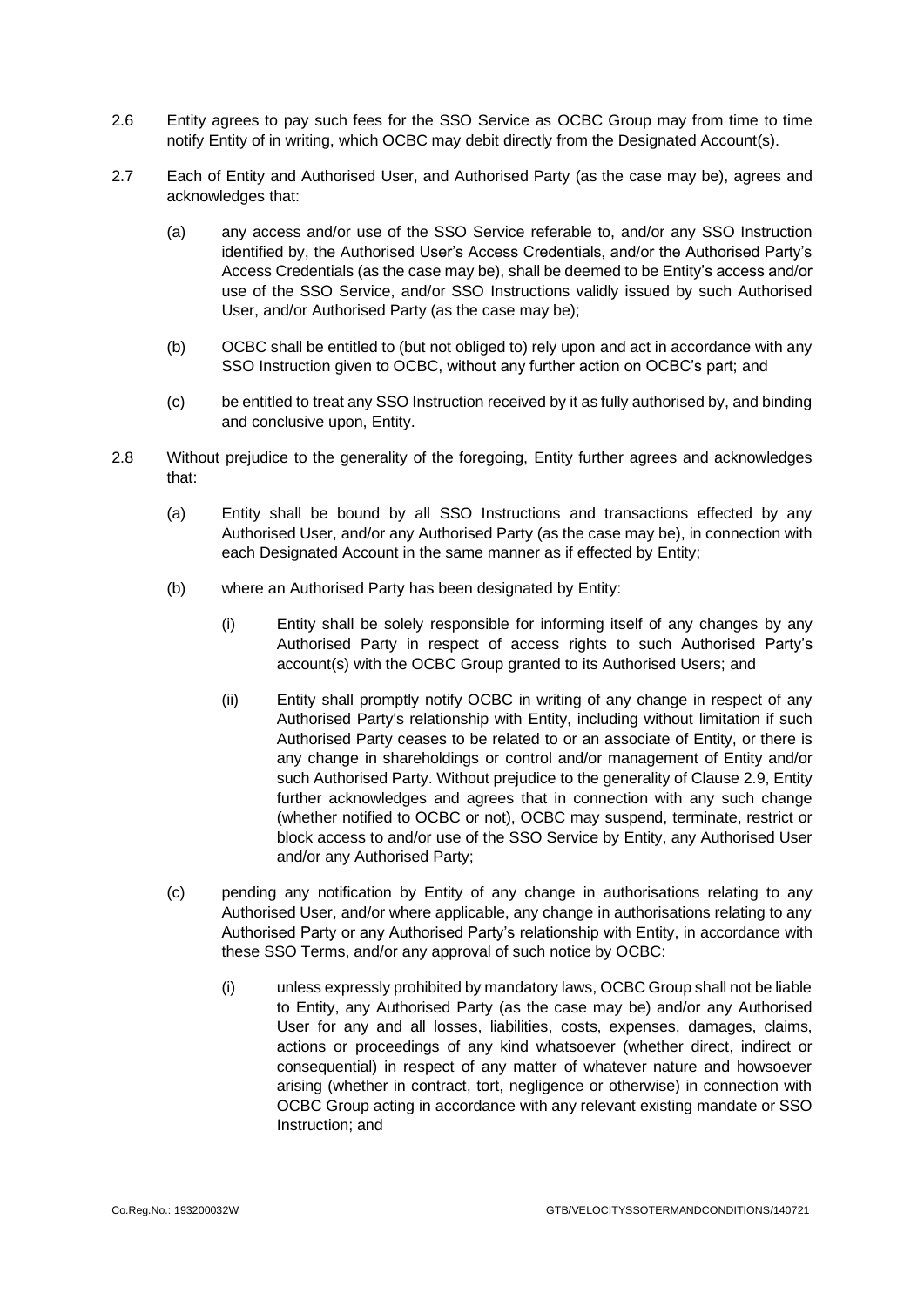2.6 Entity agrees to pay such fees for the SSO Service as OCBC Group may from time to time notify Entity of in writing, which OCBC may debit directly from the Designated Account(s).

2.7 Each of Entity and Authorised User, and Authorised Party (as the case may be), agrees and acknowledges that:

(a) any access and/or use of the SSO Service referable to, and/or any SSO Instruction identified by, the Authorised User's Access Credentials, and/or the Authorised Party's Access Credentials (as the case may be), shall be deemed to be Entity's access and/or use of the SSO Service, and/or SSO Instructions validly issued by such Authorised User, and/or Authorised Party (as the case may be);

(b) OCBC shall be entitled to (but not obliged to) rely upon and act in accordance with any SSO Instruction given to OCBC, without any further action on OCBC's part; and

(c) be entitled to treat any SSO Instruction received by it as fully authorised by, and binding and conclusive upon, Entity.

2.8 Without prejudice to the generality of the foregoing, Entity further agrees and acknowledges that:

(a) Entity shall be bound by all SSO Instructions and transactions effected by any Authorised User, and/or any Authorised Party (as the case may be), in connection with each Designated Account in the same manner as if effected by Entity;

(b) where an Authorised Party has been designated by Entity:

(i) Entity shall be solely responsible for informing itself of any changes by any Authorised Party in respect of access rights to such Authorised Party's account(s) with the OCBC Group granted to its Authorised Users; and

(ii) Entity shall promptly notify OCBC in writing of any change in respect of any Authorised Party's relationship with Entity, including without limitation if such Authorised Party ceases to be related to or an associate of Entity, or there is any change in shareholdings or control and/or management of Entity and/or such Authorised Party. Without prejudice to the generality of Clause 2.9, Entity further acknowledges and agrees that in connection with any such change (whether notified to OCBC or not), OCBC may suspend, terminate, restrict or block access to and/or use of the SSO Service by Entity, any Authorised User and/or any Authorised Party;

(c) pending any notification by Entity of any change in authorisations relating to any Authorised User, and/or where applicable, any change in authorisations relating to any Authorised Party or any Authorised Party's relationship with Entity, in accordance with these SSO Terms, and/or any approval of such notice by OCBC:

(i) unless expressly prohibited by mandatory laws, OCBC Group shall not be liable to Entity, any Authorised Party (as the case may be) and/or any Authorised User for any and all losses, liabilities, costs, expenses, damages, claims, actions or proceedings of any kind whatsoever (whether direct, indirect or consequential) in respect of any matter of whatever nature and howsoever arising (whether in contract, tort, negligence or otherwise) in connection with OCBC Group acting in accordance with any relevant existing mandate or SSO Instruction; and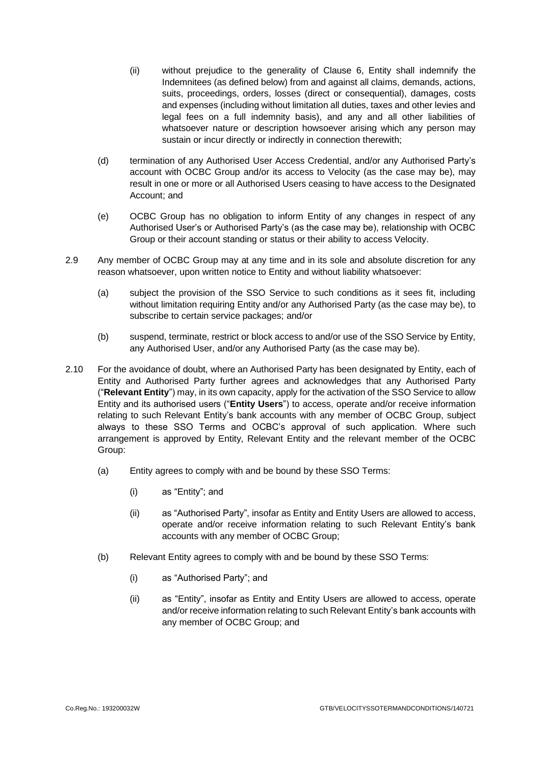(ii) without prejudice to the generality of Clause 6, Entity shall indemnify the Indemnitees (as defined below) from and against all claims, demands, actions, suits, proceedings, orders, losses (direct or consequential), damages, costs and expenses (including without limitation all duties, taxes and other levies and legal fees on a full indemnity basis), and any and all other liabilities of whatsoever nature or description howsoever arising which any person may sustain or incur directly or indirectly in connection therewith;

(d) termination of any Authorised User Access Credential, and/or any Authorised Party's account with OCBC Group and/or its access to Velocity (as the case may be), may result in one or more or all Authorised Users ceasing to have access to the Designated Account; and

(e) OCBC Group has no obligation to inform Entity of any changes in respect of any Authorised User's or Authorised Party's (as the case may be), relationship with OCBC Group or their account standing or status or their ability to access Velocity.

2.9 Any member of OCBC Group may at any time and in its sole and absolute discretion for any reason whatsoever, upon written notice to Entity and without liability whatsoever:

(a) subject the provision of the SSO Service to such conditions as it sees fit, including without limitation requiring Entity and/or any Authorised Party (as the case may be), to subscribe to certain service packages; and/or

(b) suspend, terminate, restrict or block access to and/or use of the SSO Service by Entity, any Authorised User, and/or any Authorised Party (as the case may be).

2.10 For the avoidance of doubt, where an Authorised Party has been designated by Entity, each of Entity and Authorised Party further agrees and acknowledges that any Authorised Party ("**Relevant Entity**") may, in its own capacity, apply for the activation of the SSO Service to allow Entity and its authorised users ("**Entity Users**") to access, operate and/or receive information relating to such Relevant Entity's bank accounts with any member of OCBC Group, subject always to these SSO Terms and OCBC's approval of such application. Where such arrangement is approved by Entity, Relevant Entity and the relevant member of the OCBC Group:

(a) Entity agrees to comply with and be bound by these SSO Terms:

(i) as "Entity"; and

(ii) as "Authorised Party", insofar as Entity and Entity Users are allowed to access, operate and/or receive information relating to such Relevant Entity's bank accounts with any member of OCBC Group;

(b) Relevant Entity agrees to comply with and be bound by these SSO Terms:

(i) as "Authorised Party"; and

(ii) as "Entity", insofar as Entity and Entity Users are allowed to access, operate and/or receive information relating to such Relevant Entity's bank accounts with any member of OCBC Group; and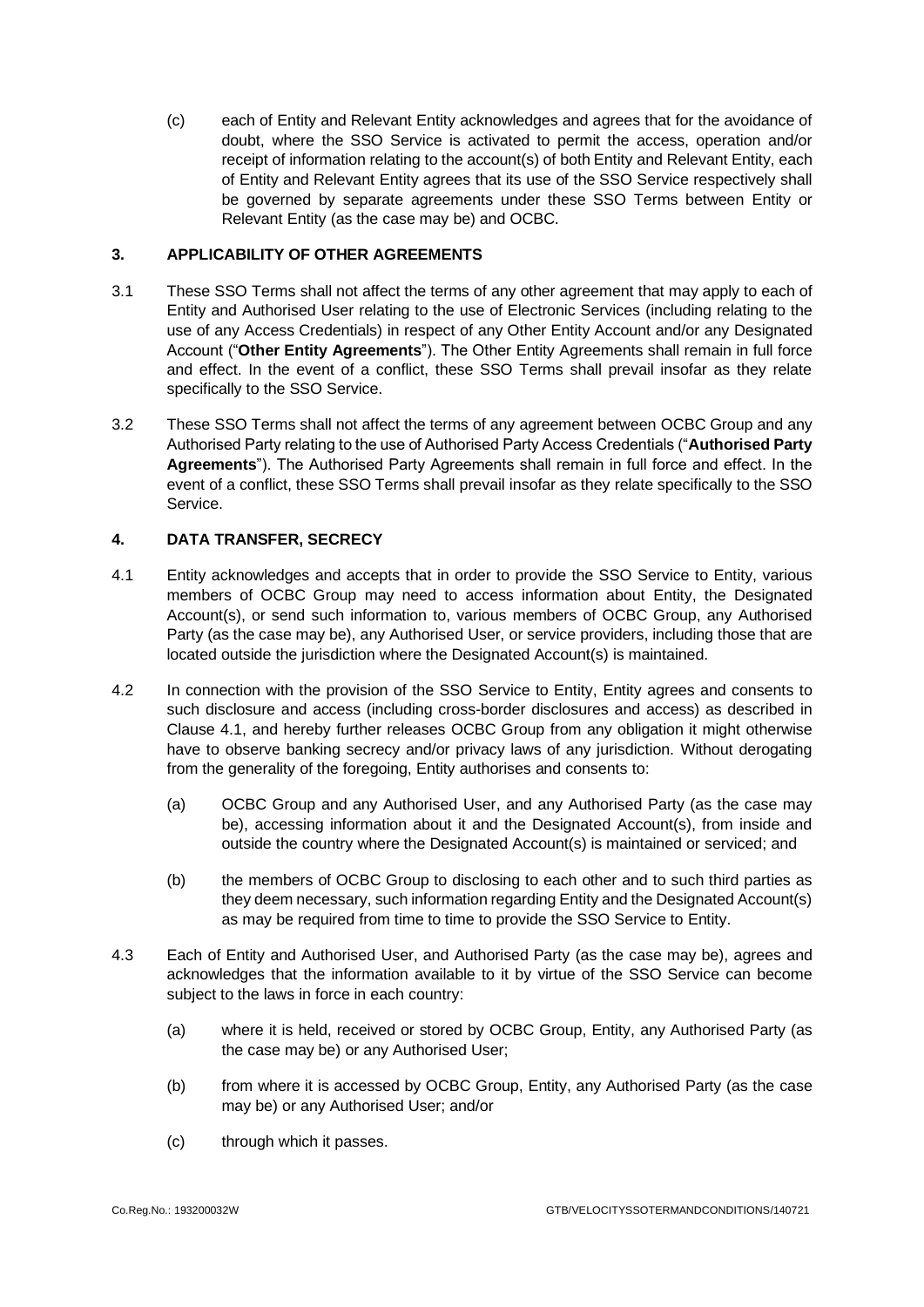(c) each of Entity and Relevant Entity acknowledges and agrees that for the avoidance of doubt, where the SSO Service is activated to permit the access, operation and/or receipt of information relating to the account(s) of both Entity and Relevant Entity, each of Entity and Relevant Entity agrees that its use of the SSO Service respectively shall be governed by separate agreements under these SSO Terms between Entity or Relevant Entity (as the case may be) and OCBC.

## 3. APPLICABILITY OF OTHER AGREEMENTS

3.1 These SSO Terms shall not affect the terms of any other agreement that may apply to each of Entity and Authorised User relating to the use of Electronic Services (including relating to the use of any Access Credentials) in respect of any Other Entity Account and/or any Designated Account ("**Other Entity Agreements**"). The Other Entity Agreements shall remain in full force and effect. In the event of a conflict, these SSO Terms shall prevail insofar as they relate specifically to the SSO Service.

3.2 These SSO Terms shall not affect the terms of any agreement between OCBC Group and any Authorised Party relating to the use of Authorised Party Access Credentials ("**Authorised Party Agreements**"). The Authorised Party Agreements shall remain in full force and effect. In the event of a conflict, these SSO Terms shall prevail insofar as they relate specifically to the SSO Service.

## 4. DATA TRANSFER, SECRECY

4.1 Entity acknowledges and accepts that in order to provide the SSO Service to Entity, various members of OCBC Group may need to access information about Entity, the Designated Account(s), or send such information to, various members of OCBC Group, any Authorised Party (as the case may be), any Authorised User, or service providers, including those that are located outside the jurisdiction where the Designated Account(s) is maintained.

4.2 In connection with the provision of the SSO Service to Entity, Entity agrees and consents to such disclosure and access (including cross-border disclosures and access) as described in Clause 4.1, and hereby further releases OCBC Group from any obligation it might otherwise have to observe banking secrecy and/or privacy laws of any jurisdiction. Without derogating from the generality of the foregoing, Entity authorises and consents to:

(a) OCBC Group and any Authorised User, and any Authorised Party (as the case may be), accessing information about it and the Designated Account(s), from inside and outside the country where the Designated Account(s) is maintained or serviced; and

(b) the members of OCBC Group to disclosing to each other and to such third parties as they deem necessary, such information regarding Entity and the Designated Account(s) as may be required from time to time to provide the SSO Service to Entity.

4.3 Each of Entity and Authorised User, and Authorised Party (as the case may be), agrees and acknowledges that the information available to it by virtue of the SSO Service can become subject to the laws in force in each country:

(a) where it is held, received or stored by OCBC Group, Entity, any Authorised Party (as the case may be) or any Authorised User;

(b) from where it is accessed by OCBC Group, Entity, any Authorised Party (as the case may be) or any Authorised User; and/or

(c) through which it passes.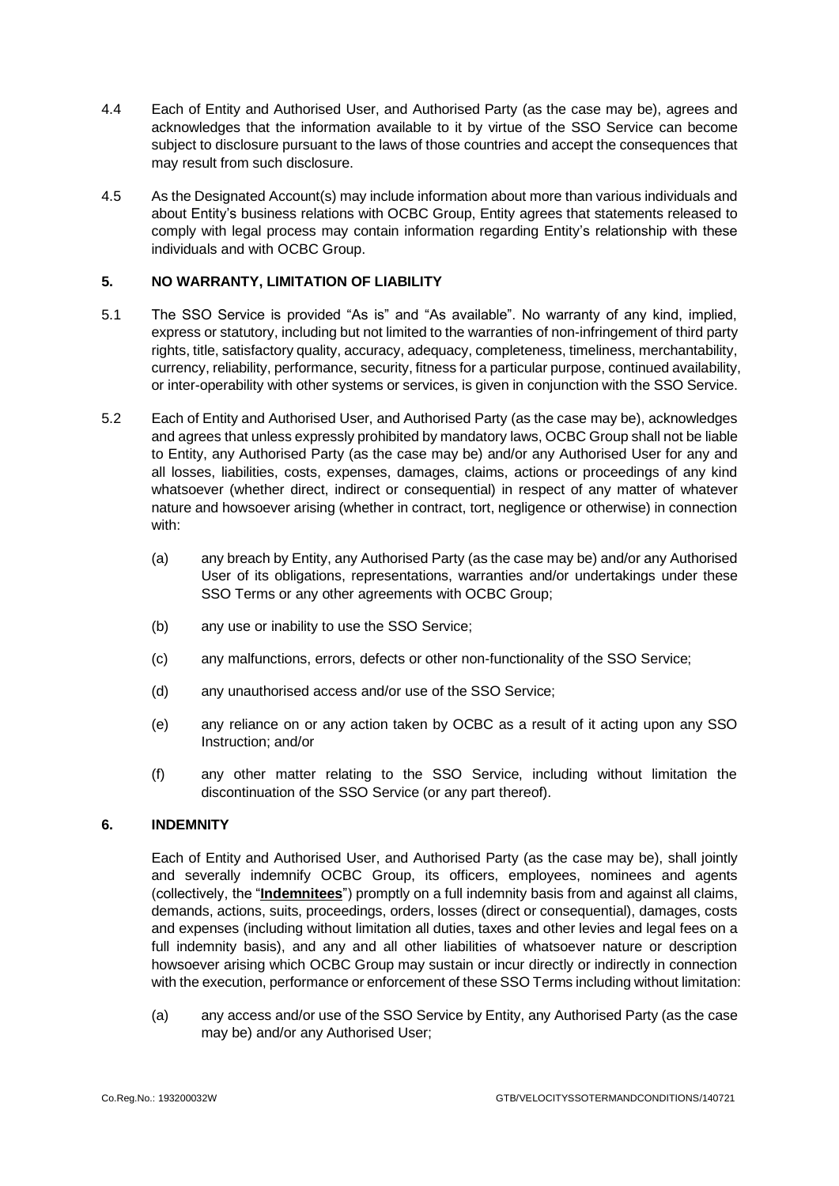4.4 Each of Entity and Authorised User, and Authorised Party (as the case may be), agrees and acknowledges that the information available to it by virtue of the SSO Service can become subject to disclosure pursuant to the laws of those countries and accept the consequences that may result from such disclosure.

4.5 As the Designated Account(s) may include information about more than various individuals and about Entity's business relations with OCBC Group, Entity agrees that statements released to comply with legal process may contain information regarding Entity's relationship with these individuals and with OCBC Group.

## 5. NO WARRANTY, LIMITATION OF LIABILITY

5.1 The SSO Service is provided "As is" and "As available". No warranty of any kind, implied, express or statutory, including but not limited to the warranties of non-infringement of third party rights, title, satisfactory quality, accuracy, adequacy, completeness, timeliness, merchantability, currency, reliability, performance, security, fitness for a particular purpose, continued availability, or inter-operability with other systems or services, is given in conjunction with the SSO Service.

5.2 Each of Entity and Authorised User, and Authorised Party (as the case may be), acknowledges and agrees that unless expressly prohibited by mandatory laws, OCBC Group shall not be liable to Entity, any Authorised Party (as the case may be) and/or any Authorised User for any and all losses, liabilities, costs, expenses, damages, claims, actions or proceedings of any kind whatsoever (whether direct, indirect or consequential) in respect of any matter of whatever nature and howsoever arising (whether in contract, tort, negligence or otherwise) in connection with:

(a) any breach by Entity, any Authorised Party (as the case may be) and/or any Authorised User of its obligations, representations, warranties and/or undertakings under these SSO Terms or any other agreements with OCBC Group;

(b) any use or inability to use the SSO Service;

(c) any malfunctions, errors, defects or other non-functionality of the SSO Service;

(d) any unauthorised access and/or use of the SSO Service;

(e) any reliance on or any action taken by OCBC as a result of it acting upon any SSO Instruction; and/or

(f) any other matter relating to the SSO Service, including without limitation the discontinuation of the SSO Service (or any part thereof).

## 6. INDEMNITY

Each of Entity and Authorised User, and Authorised Party (as the case may be), shall jointly and severally indemnify OCBC Group, its officers, employees, nominees and agents (collectively, the "**Indemnitees**") promptly on a full indemnity basis from and against all claims, demands, actions, suits, proceedings, orders, losses (direct or consequential), damages, costs and expenses (including without limitation all duties, taxes and other levies and legal fees on a full indemnity basis), and any and all other liabilities of whatsoever nature or description howsoever arising which OCBC Group may sustain or incur directly or indirectly in connection with the execution, performance or enforcement of these SSO Terms including without limitation:

(a) any access and/or use of the SSO Service by Entity, any Authorised Party (as the case may be) and/or any Authorised User;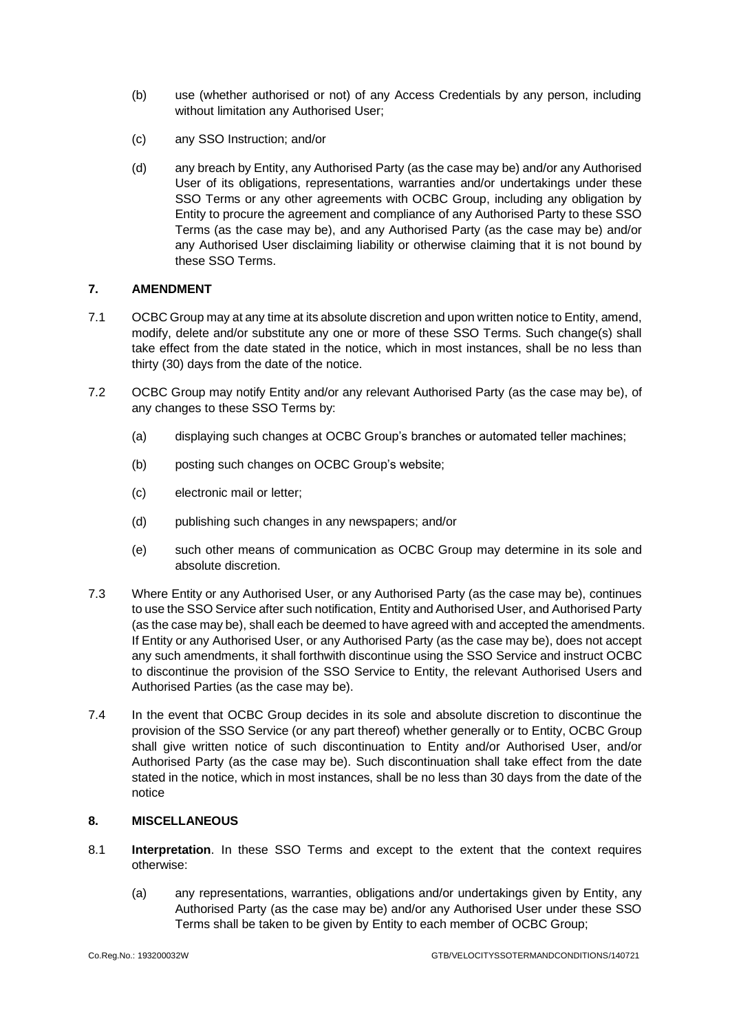(b) use (whether authorised or not) of any Access Credentials by any person, including without limitation any Authorised User;

(c) any SSO Instruction; and/or

(d) any breach by Entity, any Authorised Party (as the case may be) and/or any Authorised User of its obligations, representations, warranties and/or undertakings under these SSO Terms or any other agreements with OCBC Group, including any obligation by Entity to procure the agreement and compliance of any Authorised Party to these SSO Terms (as the case may be), and any Authorised Party (as the case may be) and/or any Authorised User disclaiming liability or otherwise claiming that it is not bound by these SSO Terms.

## 7. AMENDMENT

7.1 OCBC Group may at any time at its absolute discretion and upon written notice to Entity, amend, modify, delete and/or substitute any one or more of these SSO Terms. Such change(s) shall take effect from the date stated in the notice, which in most instances, shall be no less than thirty (30) days from the date of the notice.

7.2 OCBC Group may notify Entity and/or any relevant Authorised Party (as the case may be), of any changes to these SSO Terms by:

(a) displaying such changes at OCBC Group's branches or automated teller machines;

(b) posting such changes on OCBC Group's website;

(c) electronic mail or letter;

(d) publishing such changes in any newspapers; and/or

(e) such other means of communication as OCBC Group may determine in its sole and absolute discretion.

7.3 Where Entity or any Authorised User, or any Authorised Party (as the case may be), continues to use the SSO Service after such notification, Entity and Authorised User, and Authorised Party (as the case may be), shall each be deemed to have agreed with and accepted the amendments. If Entity or any Authorised User, or any Authorised Party (as the case may be), does not accept any such amendments, it shall forthwith discontinue using the SSO Service and instruct OCBC to discontinue the provision of the SSO Service to Entity, the relevant Authorised Users and Authorised Parties (as the case may be).

7.4 In the event that OCBC Group decides in its sole and absolute discretion to discontinue the provision of the SSO Service (or any part thereof) whether generally or to Entity, OCBC Group shall give written notice of such discontinuation to Entity and/or Authorised User, and/or Authorised Party (as the case may be). Such discontinuation shall take effect from the date stated in the notice, which in most instances, shall be no less than 30 days from the date of the notice

## 8. MISCELLANEOUS

8.1 **Interpretation**. In these SSO Terms and except to the extent that the context requires otherwise:

(a) any representations, warranties, obligations and/or undertakings given by Entity, any Authorised Party (as the case may be) and/or any Authorised User under these SSO Terms shall be taken to be given by Entity to each member of OCBC Group;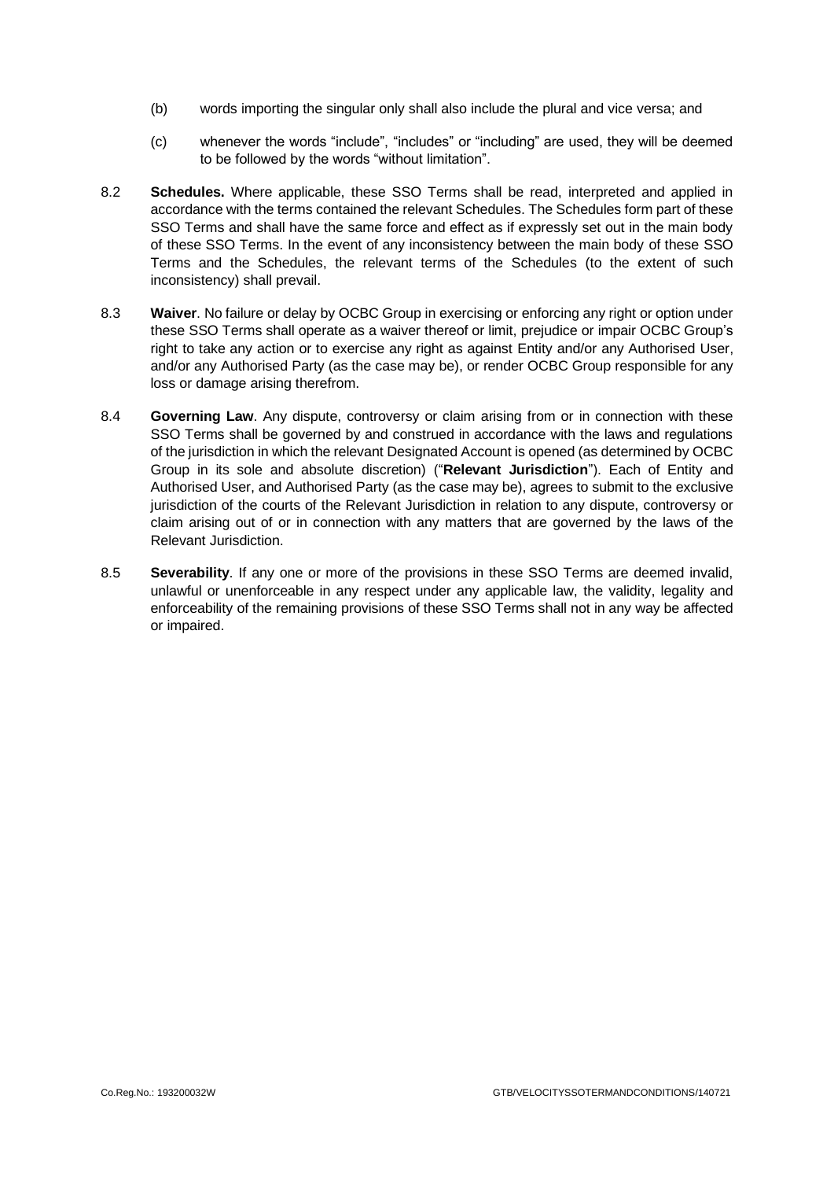(b) words importing the singular only shall also include the plural and vice versa; and

(c) whenever the words “include”, “includes” or “including” are used, they will be deemed to be followed by the words “without limitation”.

8.2 **Schedules.** Where applicable, these SSO Terms shall be read, interpreted and applied in accordance with the terms contained the relevant Schedules. The Schedules form part of these SSO Terms and shall have the same force and effect as if expressly set out in the main body of these SSO Terms. In the event of any inconsistency between the main body of these SSO Terms and the Schedules, the relevant terms of the Schedules (to the extent of such inconsistency) shall prevail.

8.3 **Waiver**. No failure or delay by OCBC Group in exercising or enforcing any right or option under these SSO Terms shall operate as a waiver thereof or limit, prejudice or impair OCBC Group’s right to take any action or to exercise any right as against Entity and/or any Authorised User, and/or any Authorised Party (as the case may be), or render OCBC Group responsible for any loss or damage arising therefrom.

8.4 **Governing Law**. Any dispute, controversy or claim arising from or in connection with these SSO Terms shall be governed by and construed in accordance with the laws and regulations of the jurisdiction in which the relevant Designated Account is opened (as determined by OCBC Group in its sole and absolute discretion) (“**Relevant Jurisdiction**”). Each of Entity and Authorised User, and Authorised Party (as the case may be), agrees to submit to the exclusive jurisdiction of the courts of the Relevant Jurisdiction in relation to any dispute, controversy or claim arising out of or in connection with any matters that are governed by the laws of the Relevant Jurisdiction.

8.5 **Severability**. If any one or more of the provisions in these SSO Terms are deemed invalid, unlawful or unenforceable in any respect under any applicable law, the validity, legality and enforceability of the remaining provisions of these SSO Terms shall not in any way be affected or impaired.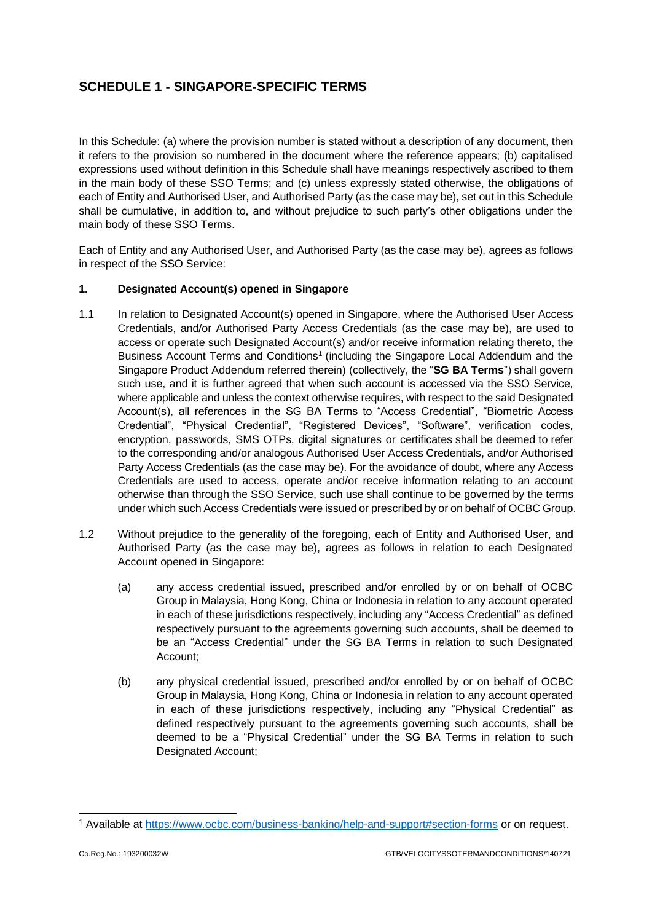## SCHEDULE 1 - SINGAPORE-SPECIFIC TERMS

In this Schedule: (a) where the provision number is stated without a description of any document, then it refers to the provision so numbered in the document where the reference appears; (b) capitalised expressions used without definition in this Schedule shall have meanings respectively ascribed to them in the main body of these SSO Terms; and (c) unless expressly stated otherwise, the obligations of each of Entity and Authorised User, and Authorised Party (as the case may be), set out in this Schedule shall be cumulative, in addition to, and without prejudice to such party's other obligations under the main body of these SSO Terms.

Each of Entity and any Authorised User, and Authorised Party (as the case may be), agrees as follows in respect of the SSO Service:

**1. Designated Account(s) opened in Singapore**

1.1 In relation to Designated Account(s) opened in Singapore, where the Authorised User Access Credentials, and/or Authorised Party Access Credentials (as the case may be), are used to access or operate such Designated Account(s) and/or receive information relating thereto, the Business Account Terms and Conditions[1] (including the Singapore Local Addendum and the Singapore Product Addendum referred therein) (collectively, the "**SG BA Terms**") shall govern such use, and it is further agreed that when such account is accessed via the SSO Service, where applicable and unless the context otherwise requires, with respect to the said Designated Account(s), all references in the SG BA Terms to "Access Credential", "Biometric Access Credential", "Physical Credential", "Registered Devices", "Software", verification codes, encryption, passwords, SMS OTPs, digital signatures or certificates shall be deemed to refer to the corresponding and/or analogous Authorised User Access Credentials, and/or Authorised Party Access Credentials (as the case may be). For the avoidance of doubt, where any Access Credentials are used to access, operate and/or receive information relating to an account otherwise than through the SSO Service, such use shall continue to be governed by the terms under which such Access Credentials were issued or prescribed by or on behalf of OCBC Group.

1.2 Without prejudice to the generality of the foregoing, each of Entity and Authorised User, and Authorised Party (as the case may be), agrees as follows in relation to each Designated Account opened in Singapore:

(a) any access credential issued, prescribed and/or enrolled by or on behalf of OCBC Group in Malaysia, Hong Kong, China or Indonesia in relation to any account operated in each of these jurisdictions respectively, including any "Access Credential" as defined respectively pursuant to the agreements governing such accounts, shall be deemed to be an "Access Credential" under the SG BA Terms in relation to such Designated Account;

(b) any physical credential issued, prescribed and/or enrolled by or on behalf of OCBC Group in Malaysia, Hong Kong, China or Indonesia in relation to any account operated in each of these jurisdictions respectively, including any "Physical Credential" as defined respectively pursuant to the agreements governing such accounts, shall be deemed to be a "Physical Credential" under the SG BA Terms in relation to such Designated Account;

---

[1] Available at https://www.ocbc.com/business-banking/help-and-support#section-forms or on request.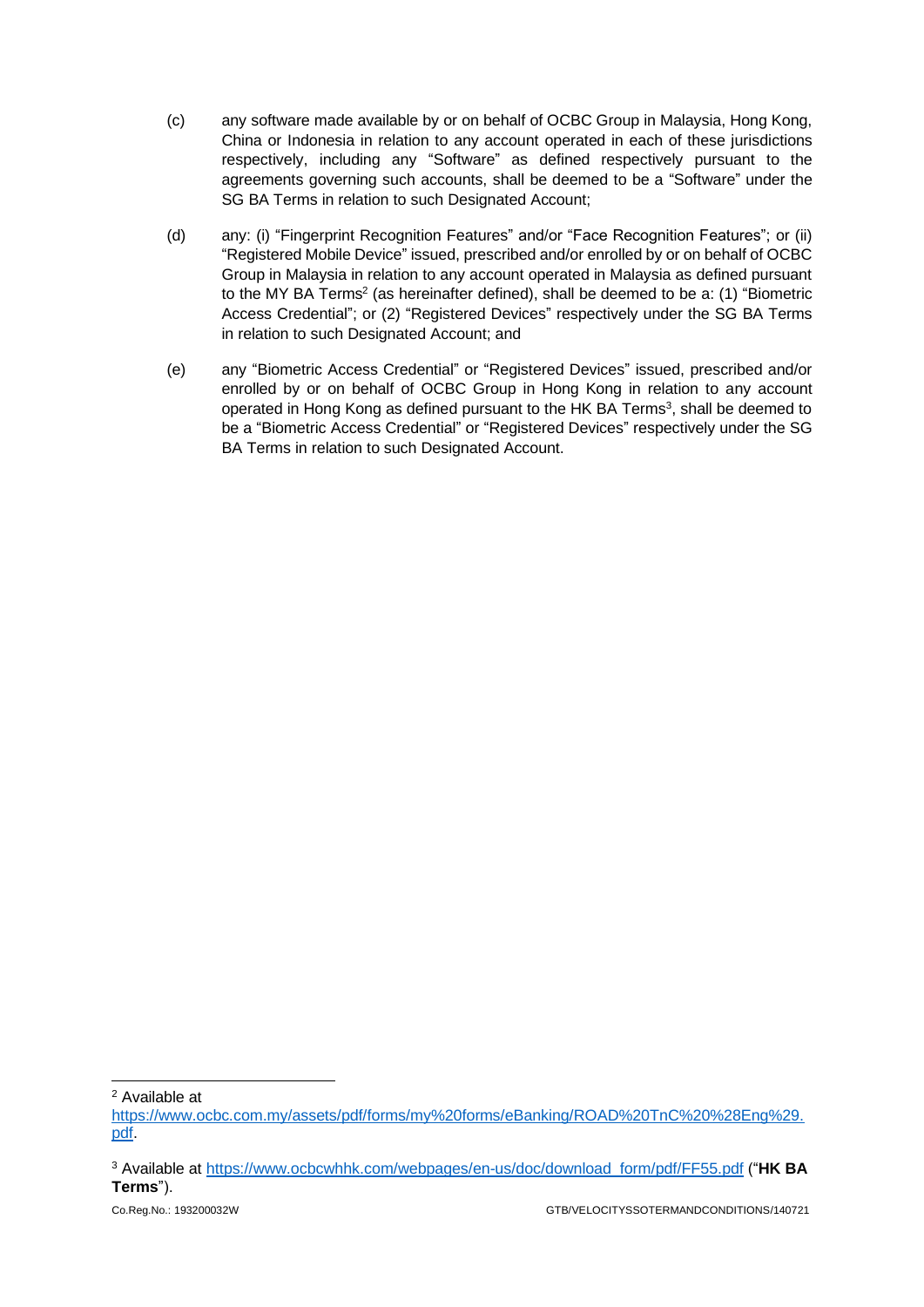(c) any software made available by or on behalf of OCBC Group in Malaysia, Hong Kong, China or Indonesia in relation to any account operated in each of these jurisdictions respectively, including any "Software" as defined respectively pursuant to the agreements governing such accounts, shall be deemed to be a "Software" under the SG BA Terms in relation to such Designated Account;

(d) any: (i) "Fingerprint Recognition Features" and/or "Face Recognition Features"; or (ii) "Registered Mobile Device" issued, prescribed and/or enrolled by or on behalf of OCBC Group in Malaysia in relation to any account operated in Malaysia as defined pursuant to the MY BA Terms[2] (as hereinafter defined), shall be deemed to be a: (1) "Biometric Access Credential"; or (2) "Registered Devices" respectively under the SG BA Terms in relation to such Designated Account; and

(e) any "Biometric Access Credential" or "Registered Devices" issued, prescribed and/or enrolled by or on behalf of OCBC Group in Hong Kong in relation to any account operated in Hong Kong as defined pursuant to the HK BA Terms[3], shall be deemed to be a "Biometric Access Credential" or "Registered Devices" respectively under the SG BA Terms in relation to such Designated Account.

---

[2] Available at https://www.ocbc.com.my/assets/pdf/forms/my%20forms/eBanking/ROAD%20TnC%20%28Eng%29.pdf.

[3] Available at https://www.ocbcwhhk.com/webpages/en-us/doc/download_form/pdf/FF55.pdf ("**HK BA Terms**").

Co.Reg.No.: 193200032W GTB/VELOCITYSSOTERMANDCONDITIONS/140721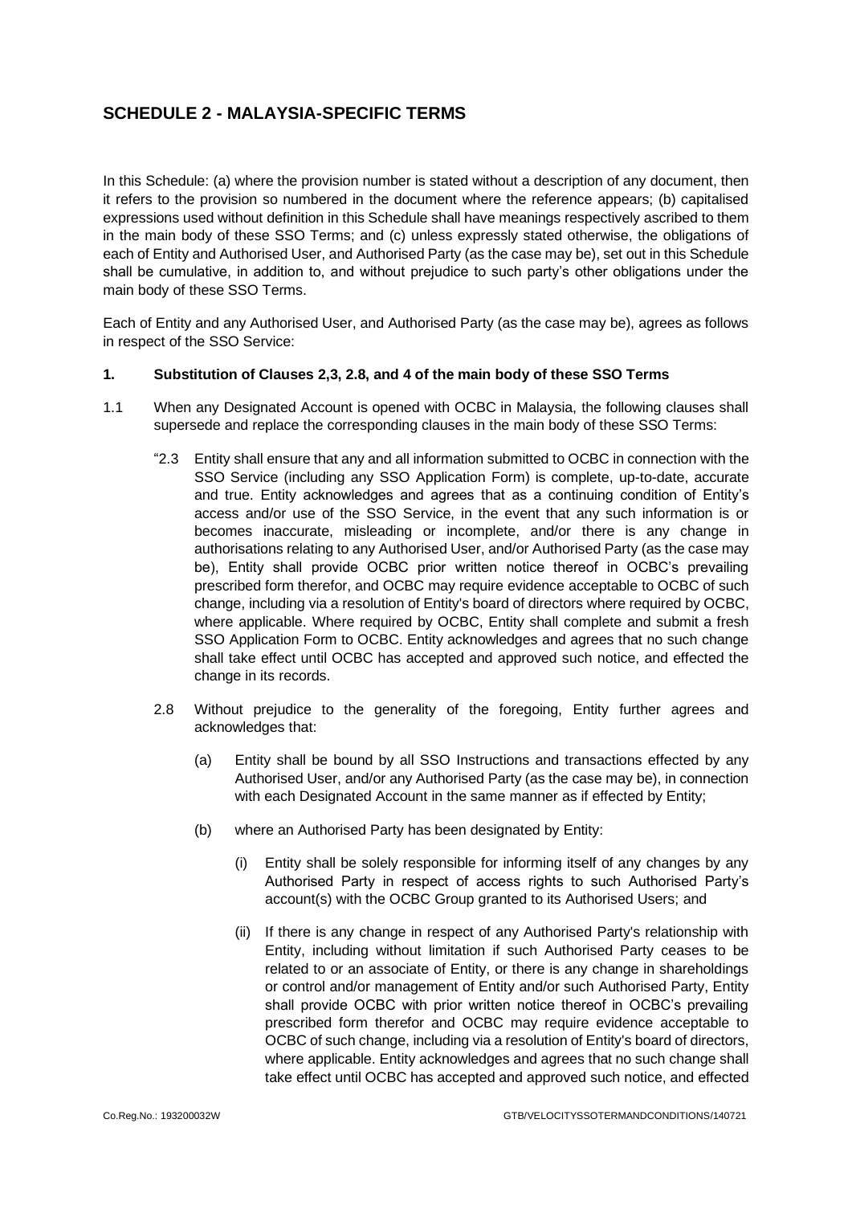## SCHEDULE 2 - MALAYSIA-SPECIFIC TERMS

In this Schedule: (a) where the provision number is stated without a description of any document, then it refers to the provision so numbered in the document where the reference appears; (b) capitalised expressions used without definition in this Schedule shall have meanings respectively ascribed to them in the main body of these SSO Terms; and (c) unless expressly stated otherwise, the obligations of each of Entity and Authorised User, and Authorised Party (as the case may be), set out in this Schedule shall be cumulative, in addition to, and without prejudice to such party's other obligations under the main body of these SSO Terms.

Each of Entity and any Authorised User, and Authorised Party (as the case may be), agrees as follows in respect of the SSO Service:

**1. Substitution of Clauses 2,3, 2.8, and 4 of the main body of these SSO Terms**

1.1 When any Designated Account is opened with OCBC in Malaysia, the following clauses shall supersede and replace the corresponding clauses in the main body of these SSO Terms:

"2.3 Entity shall ensure that any and all information submitted to OCBC in connection with the SSO Service (including any SSO Application Form) is complete, up-to-date, accurate and true. Entity acknowledges and agrees that as a continuing condition of Entity's access and/or use of the SSO Service, in the event that any such information is or becomes inaccurate, misleading or incomplete, and/or there is any change in authorisations relating to any Authorised User, and/or Authorised Party (as the case may be), Entity shall provide OCBC prior written notice thereof in OCBC's prevailing prescribed form therefor, and OCBC may require evidence acceptable to OCBC of such change, including via a resolution of Entity's board of directors where required by OCBC, where applicable. Where required by OCBC, Entity shall complete and submit a fresh SSO Application Form to OCBC. Entity acknowledges and agrees that no such change shall take effect until OCBC has accepted and approved such notice, and effected the change in its records.

2.8 Without prejudice to the generality of the foregoing, Entity further agrees and acknowledges that:

(a) Entity shall be bound by all SSO Instructions and transactions effected by any Authorised User, and/or any Authorised Party (as the case may be), in connection with each Designated Account in the same manner as if effected by Entity;

(b) where an Authorised Party has been designated by Entity:

(i) Entity shall be solely responsible for informing itself of any changes by any Authorised Party in respect of access rights to such Authorised Party's account(s) with the OCBC Group granted to its Authorised Users; and

(ii) If there is any change in respect of any Authorised Party's relationship with Entity, including without limitation if such Authorised Party ceases to be related to or an associate of Entity, or there is any change in shareholdings or control and/or management of Entity and/or such Authorised Party, Entity shall provide OCBC with prior written notice thereof in OCBC's prevailing prescribed form therefor and OCBC may require evidence acceptable to OCBC of such change, including via a resolution of Entity's board of directors, where applicable. Entity acknowledges and agrees that no such change shall take effect until OCBC has accepted and approved such notice, and effected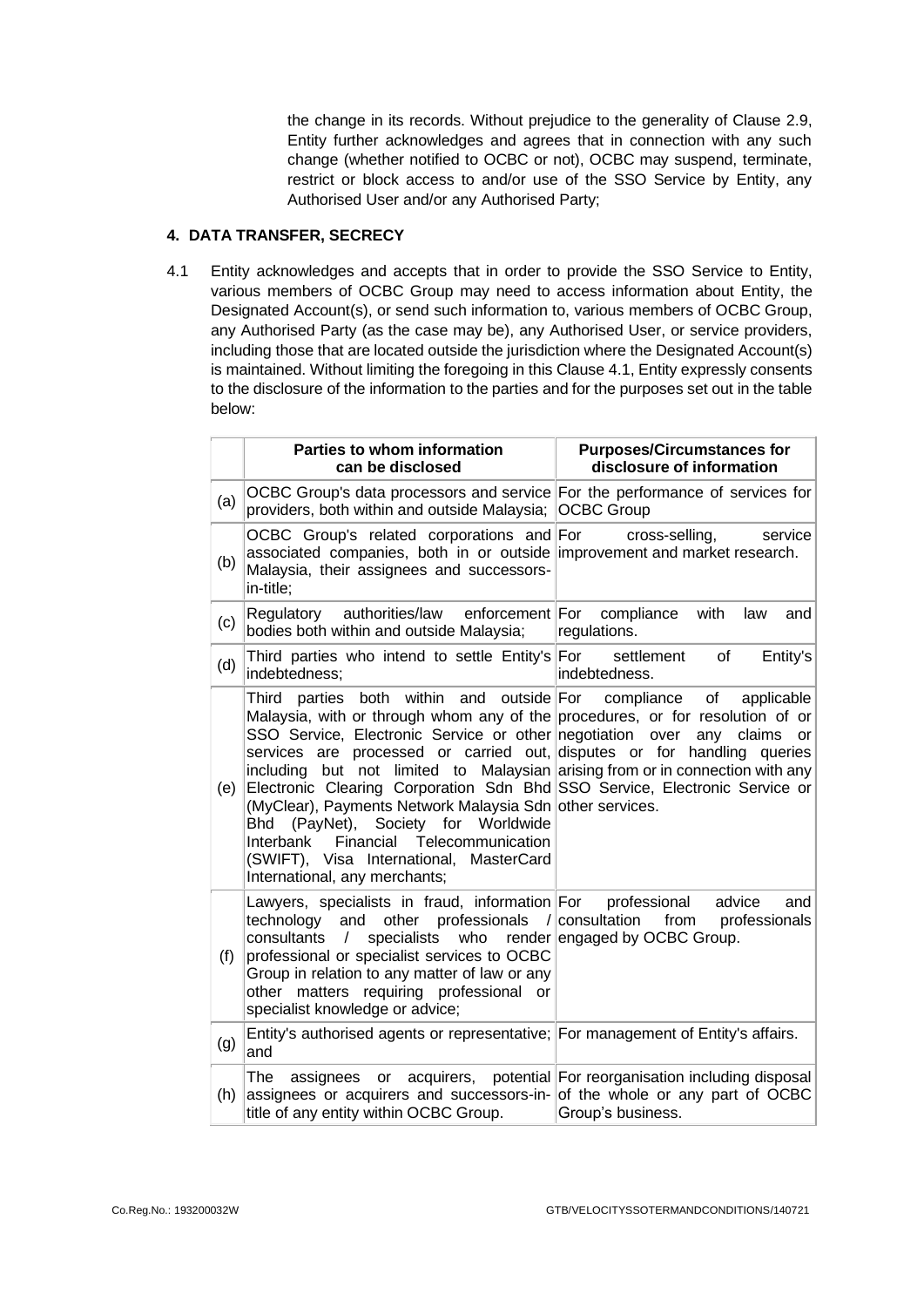the change in its records. Without prejudice to the generality of Clause 2.9, Entity further acknowledges and agrees that in connection with any such change (whether notified to OCBC or not), OCBC may suspend, terminate, restrict or block access to and/or use of the SSO Service by Entity, any Authorised User and/or any Authorised Party;

## 4. DATA TRANSFER, SECRECY

4.1 Entity acknowledges and accepts that in order to provide the SSO Service to Entity, various members of OCBC Group may need to access information about Entity, the Designated Account(s), or send such information to, various members of OCBC Group, any Authorised Party (as the case may be), any Authorised User, or service providers, including those that are located outside the jurisdiction where the Designated Account(s) is maintained. Without limiting the foregoing in this Clause 4.1, Entity expressly consents to the disclosure of the information to the parties and for the purposes set out in the table below:

| | **Parties to whom information can be disclosed** | **Purposes/Circumstances for disclosure of information** |
|---|---|---|
| (a) | OCBC Group's data processors and service providers, both within and outside Malaysia; | For the performance of services for OCBC Group |
| (b) | OCBC Group's related corporations and associated companies, both in or outside Malaysia, their assignees and successors-in-title; | For cross-selling, service improvement and market research. |
| (c) | Regulatory authorities/law enforcement bodies both within and outside Malaysia; | For compliance with law and regulations. |
| (d) | Third parties who intend to settle Entity's indebtedness; | For settlement of Entity's indebtedness. |
| (e) | Third parties both within and outside Malaysia, with or through whom any of the SSO Service, Electronic Service or other services are processed or carried out, including but not limited to Malaysian Electronic Clearing Corporation Sdn Bhd (MyClear), Payments Network Malaysia Sdn Bhd (PayNet), Society for Worldwide Interbank Financial Telecommunication (SWIFT), Visa International, MasterCard International, any merchants; | For compliance of applicable procedures, or for resolution of or negotiation over any claims or disputes or for handling queries arising from or in connection with any SSO Service, Electronic Service or other services. |
| (f) | Lawyers, specialists in fraud, information technology and other professionals / consultants / specialists who render professional or specialist services to OCBC Group in relation to any matter of law or any other matters requiring professional or specialist knowledge or advice; | For professional advice and consultation from professionals engaged by OCBC Group. |
| (g) | Entity's authorised agents or representative; and | For management of Entity's affairs. |
| (h) | The assignees or acquirers, potential assignees or acquirers and successors-in-title of any entity within OCBC Group. | For reorganisation including disposal of the whole or any part of OCBC Group's business. |

Co.Reg.No.: 193200032W GTB/VELOCITYSSOTERMANDCONDITIONS/140721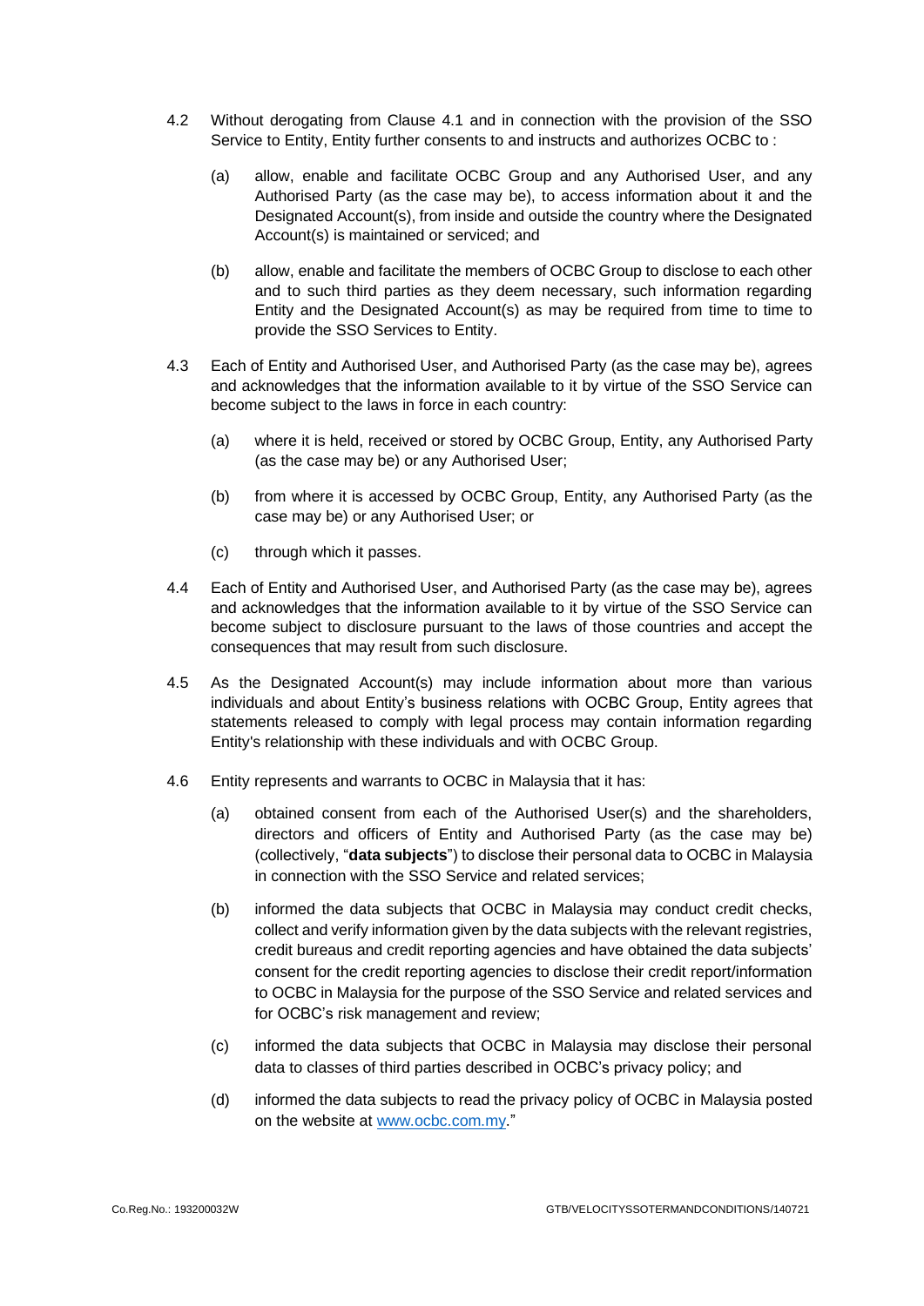4.2 Without derogating from Clause 4.1 and in connection with the provision of the SSO Service to Entity, Entity further consents to and instructs and authorizes OCBC to :

(a) allow, enable and facilitate OCBC Group and any Authorised User, and any Authorised Party (as the case may be), to access information about it and the Designated Account(s), from inside and outside the country where the Designated Account(s) is maintained or serviced; and

(b) allow, enable and facilitate the members of OCBC Group to disclose to each other and to such third parties as they deem necessary, such information regarding Entity and the Designated Account(s) as may be required from time to time to provide the SSO Services to Entity.

4.3 Each of Entity and Authorised User, and Authorised Party (as the case may be), agrees and acknowledges that the information available to it by virtue of the SSO Service can become subject to the laws in force in each country:

(a) where it is held, received or stored by OCBC Group, Entity, any Authorised Party (as the case may be) or any Authorised User;

(b) from where it is accessed by OCBC Group, Entity, any Authorised Party (as the case may be) or any Authorised User; or

(c) through which it passes.

4.4 Each of Entity and Authorised User, and Authorised Party (as the case may be), agrees and acknowledges that the information available to it by virtue of the SSO Service can become subject to disclosure pursuant to the laws of those countries and accept the consequences that may result from such disclosure.

4.5 As the Designated Account(s) may include information about more than various individuals and about Entity's business relations with OCBC Group, Entity agrees that statements released to comply with legal process may contain information regarding Entity's relationship with these individuals and with OCBC Group.

4.6 Entity represents and warrants to OCBC in Malaysia that it has:

(a) obtained consent from each of the Authorised User(s) and the shareholders, directors and officers of Entity and Authorised Party (as the case may be) (collectively, "**data subjects**") to disclose their personal data to OCBC in Malaysia in connection with the SSO Service and related services;

(b) informed the data subjects that OCBC in Malaysia may conduct credit checks, collect and verify information given by the data subjects with the relevant registries, credit bureaus and credit reporting agencies and have obtained the data subjects' consent for the credit reporting agencies to disclose their credit report/information to OCBC in Malaysia for the purpose of the SSO Service and related services and for OCBC's risk management and review;

(c) informed the data subjects that OCBC in Malaysia may disclose their personal data to classes of third parties described in OCBC's privacy policy; and

(d) informed the data subjects to read the privacy policy of OCBC in Malaysia posted on the website at [www.ocbc.com.my](http://www.ocbc.com.my)."

Co.Reg.No.: 193200032W GTB/VELOCITYSSOTERMANDCONDITIONS/140721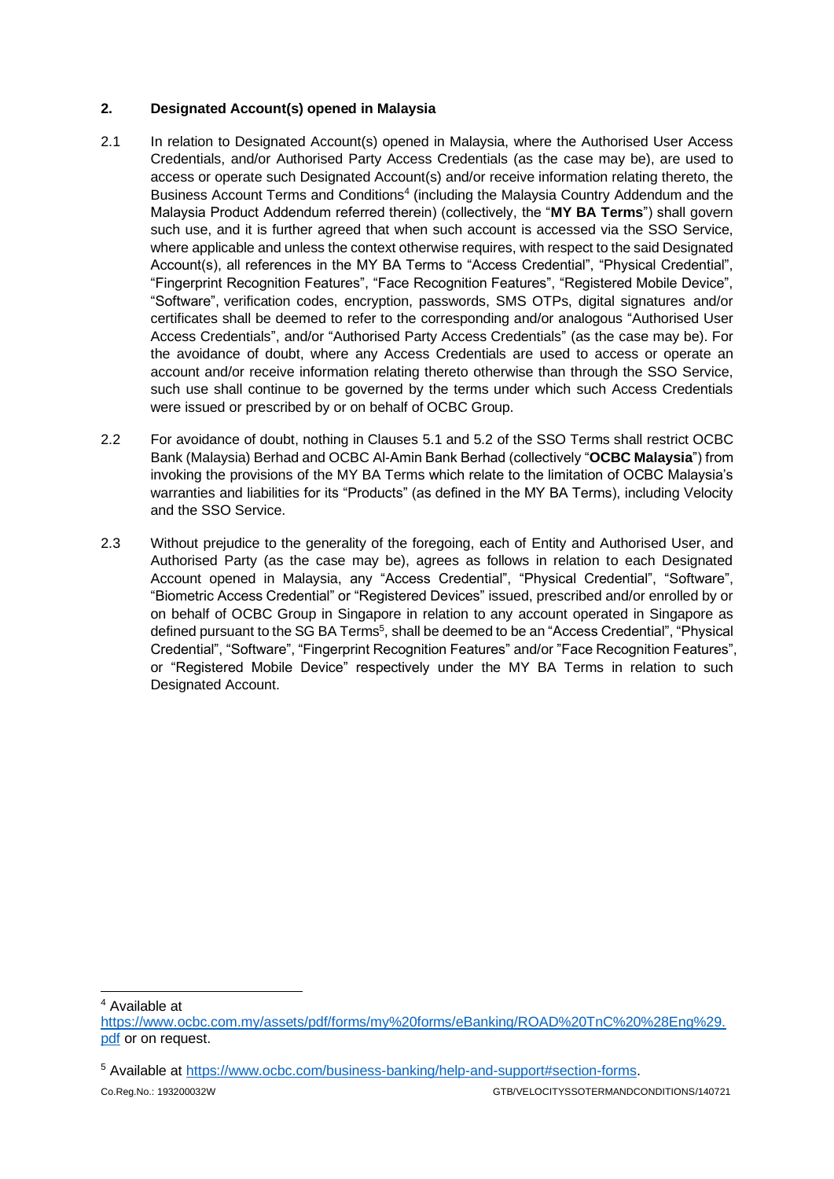## 2. Designated Account(s) opened in Malaysia

2.1 In relation to Designated Account(s) opened in Malaysia, where the Authorised User Access Credentials, and/or Authorised Party Access Credentials (as the case may be), are used to access or operate such Designated Account(s) and/or receive information relating thereto, the Business Account Terms and Conditions[4] (including the Malaysia Country Addendum and the Malaysia Product Addendum referred therein) (collectively, the "**MY BA Terms**") shall govern such use, and it is further agreed that when such account is accessed via the SSO Service, where applicable and unless the context otherwise requires, with respect to the said Designated Account(s), all references in the MY BA Terms to "Access Credential", "Physical Credential", "Fingerprint Recognition Features", "Face Recognition Features", "Registered Mobile Device", "Software", verification codes, encryption, passwords, SMS OTPs, digital signatures and/or certificates shall be deemed to refer to the corresponding and/or analogous "Authorised User Access Credentials", and/or "Authorised Party Access Credentials" (as the case may be). For the avoidance of doubt, where any Access Credentials are used to access or operate an account and/or receive information relating thereto otherwise than through the SSO Service, such use shall continue to be governed by the terms under which such Access Credentials were issued or prescribed by or on behalf of OCBC Group.

2.2 For avoidance of doubt, nothing in Clauses 5.1 and 5.2 of the SSO Terms shall restrict OCBC Bank (Malaysia) Berhad and OCBC Al-Amin Bank Berhad (collectively "**OCBC Malaysia**") from invoking the provisions of the MY BA Terms which relate to the limitation of OCBC Malaysia's warranties and liabilities for its "Products" (as defined in the MY BA Terms), including Velocity and the SSO Service.

2.3 Without prejudice to the generality of the foregoing, each of Entity and Authorised User, and Authorised Party (as the case may be), agrees as follows in relation to each Designated Account opened in Malaysia, any "Access Credential", "Physical Credential", "Software", "Biometric Access Credential" or "Registered Devices" issued, prescribed and/or enrolled by or on behalf of OCBC Group in Singapore in relation to any account operated in Singapore as defined pursuant to the SG BA Terms[5], shall be deemed to be an "Access Credential", "Physical Credential", "Software", "Fingerprint Recognition Features" and/or "Face Recognition Features", or "Registered Mobile Device" respectively under the MY BA Terms in relation to such Designated Account.

---

[4] Available at https://www.ocbc.com.my/assets/pdf/forms/my%20forms/eBanking/ROAD%20TnC%20%28Eng%29.pdf or on request.

[5] Available at https://www.ocbc.com/business-banking/help-and-support#section-forms.

Co.Reg.No.: 193200032W GTB/VELOCITYSSOTERMANDCONDITIONS/140721